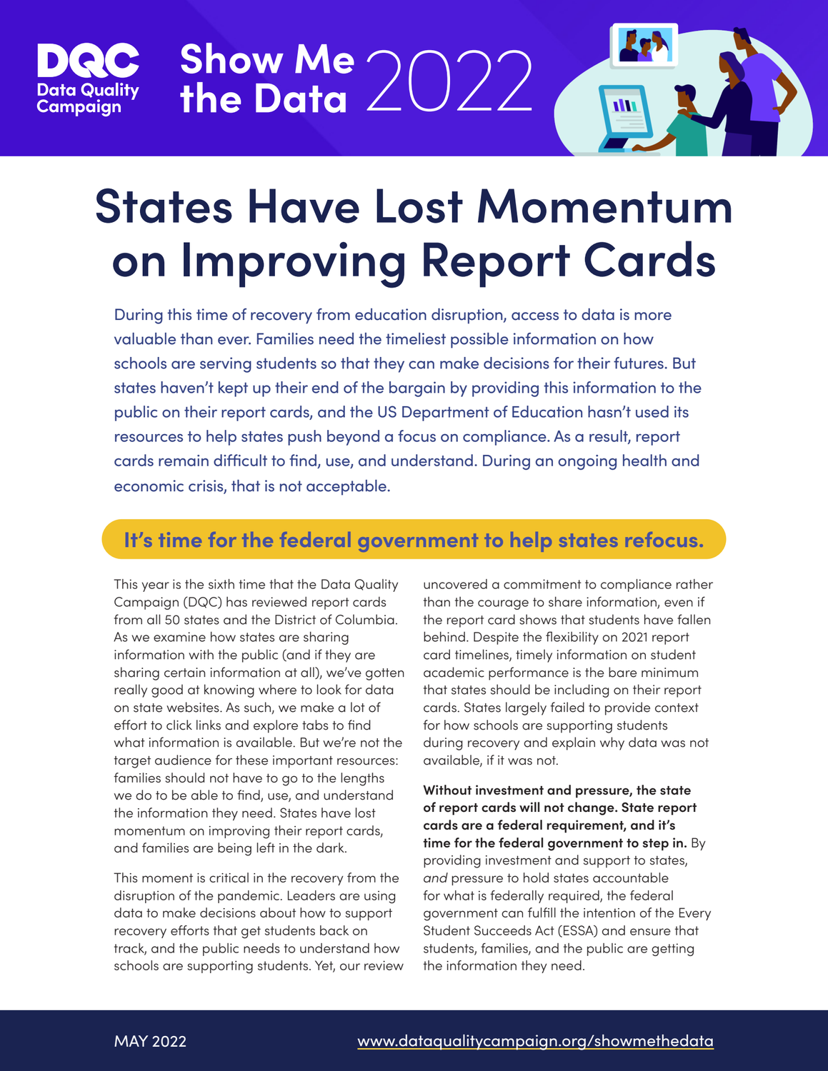DQC Data Quality Campaign

Show Me the Data 2022

# States Have Lost Momentum on Improving Report Cards

During this time of recovery from education disruption, access to data is more valuable than ever. Families need the timeliest possible information on how schools are serving students so that they can make decisions for their futures. But states haven't kept up their end of the bargain by providing this information to the public on their report cards, and the US Department of Education hasn't used its resources to help states push beyond a focus on compliance. As a result, report cards remain difficult to find, use, and understand. During an ongoing health and economic crisis, that is not acceptable.

## It's time for the federal government to help states refocus.

This year is the sixth time that the Data Quality Campaign (DQC) has reviewed report cards from all 50 states and the District of Columbia. As we examine how states are sharing information with the public (and if they are sharing certain information at all), we've gotten really good at knowing where to look for data on state websites. As such, we make a lot of effort to click links and explore tabs to find what information is available. But we're not the target audience for these important resources: families should not have to go to the lengths we do to be able to find, use, and understand the information they need. States have lost momentum on improving their report cards, and families are being left in the dark.

This moment is critical in the recovery from the disruption of the pandemic. Leaders are using data to make decisions about how to support recovery efforts that get students back on track, and the public needs to understand how schools are supporting students. Yet, our review uncovered a commitment to compliance rather than the courage to share information, even if the report card shows that students have fallen behind. Despite the flexibility on 2021 report card timelines, timely information on student academic performance is the bare minimum that states should be including on their report cards. States largely failed to provide context for how schools are supporting students during recovery and explain why data was not available, if it was not.

**Without investment and pressure, the state of report cards will not change. State report cards are a federal requirement, and it's time for the federal government to step in.** By providing investment and support to states, *and* pressure to hold states accountable for what is federally required, the federal government can fulfill the intention of the Every Student Succeeds Act (ESSA) and ensure that students, families, and the public are getting the information they need.

MAY 2022

www.dataqualitycampaign.org/showmethedata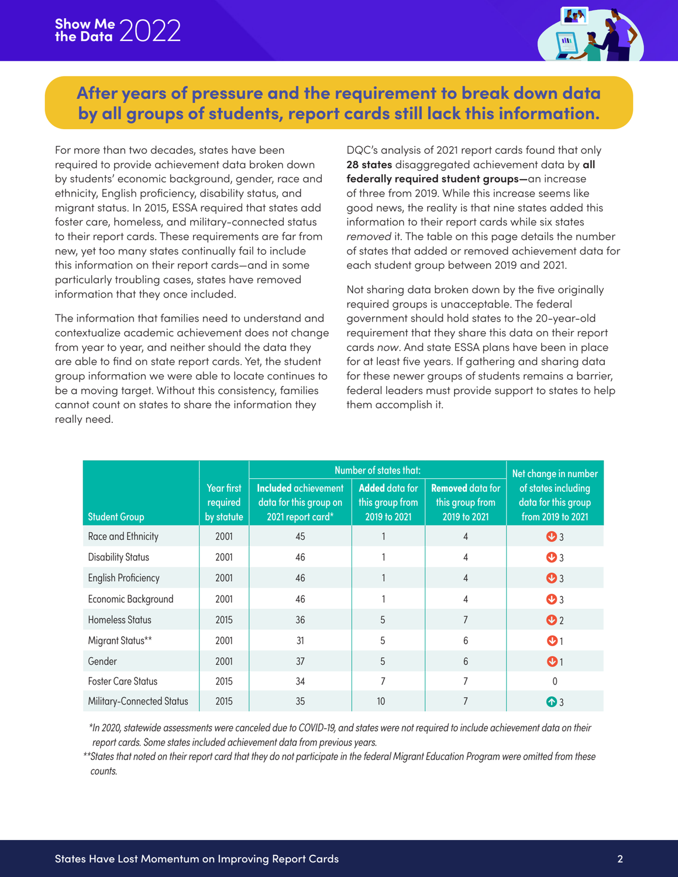## After years of pressure and the requirement to break down data by all groups of students, report cards still lack this information.

For more than two decades, states have been required to provide achievement data broken down by students' economic background, gender, race and ethnicity, English proficiency, disability status, and migrant status. In 2015, ESSA required that states add foster care, homeless, and military-connected status to their report cards. These requirements are far from new, yet too many states continually fail to include this information on their report cards—and in some particularly troubling cases, states have removed information that they once included.

The information that families need to understand and contextualize academic achievement does not change from year to year, and neither should the data they are able to find on state report cards. Yet, the student group information we were able to locate continues to be a moving target. Without this consistency, families cannot count on states to share the information they really need.

DQC's analysis of 2021 report cards found that only **28 states** disaggregated achievement data by **all federally required student groups—**an increase of three from 2019. While this increase seems like good news, the reality is that nine states added this information to their report cards while six states *removed* it. The table on this page details the number of states that added or removed achievement data for each student group between 2019 and 2021.

Not sharing data broken down by the five originally required groups is unacceptable. The federal government should hold states to the 20-year-old requirement that they share this data on their report cards *now*. And state ESSA plans have been in place for at least five years. If gathering and sharing data for these newer groups of students remains a barrier, federal leaders must provide support to states to help them accomplish it.

| Student Group | Year first required by statute | Number of states that: | | | Net change in number of states including data for this group from 2019 to 2021 |
|---|---|---|---|---|---|
| | | **Included** achievement data for this group on 2021 report card* | **Added** data for this group from 2019 to 2021 | **Removed** data for this group from 2019 to 2021 | |
| Race and Ethnicity | 2001 | 45 | 1 | 4 | ↓ 3 |
| Disability Status | 2001 | 46 | 1 | 4 | ↓ 3 |
| English Proficiency | 2001 | 46 | 1 | 4 | ↓ 3 |
| Economic Background | 2001 | 46 | 1 | 4 | ↓ 3 |
| Homeless Status | 2015 | 36 | 5 | 7 | ↓ 2 |
| Migrant Status** | 2001 | 31 | 5 | 6 | ↓ 1 |
| Gender | 2001 | 37 | 5 | 6 | ↓ 1 |
| Foster Care Status | 2015 | 34 | 7 | 7 | 0 |
| Military-Connected Status | 2015 | 35 | 10 | 7 | ↑ 3 |

*In 2020, statewide assessments were canceled due to COVID-19, and states were not required to include achievement data on their report cards. Some states included achievement data from previous years.*

**States that noted on their report card that they do not participate in the federal Migrant Education Program were omitted from these counts.*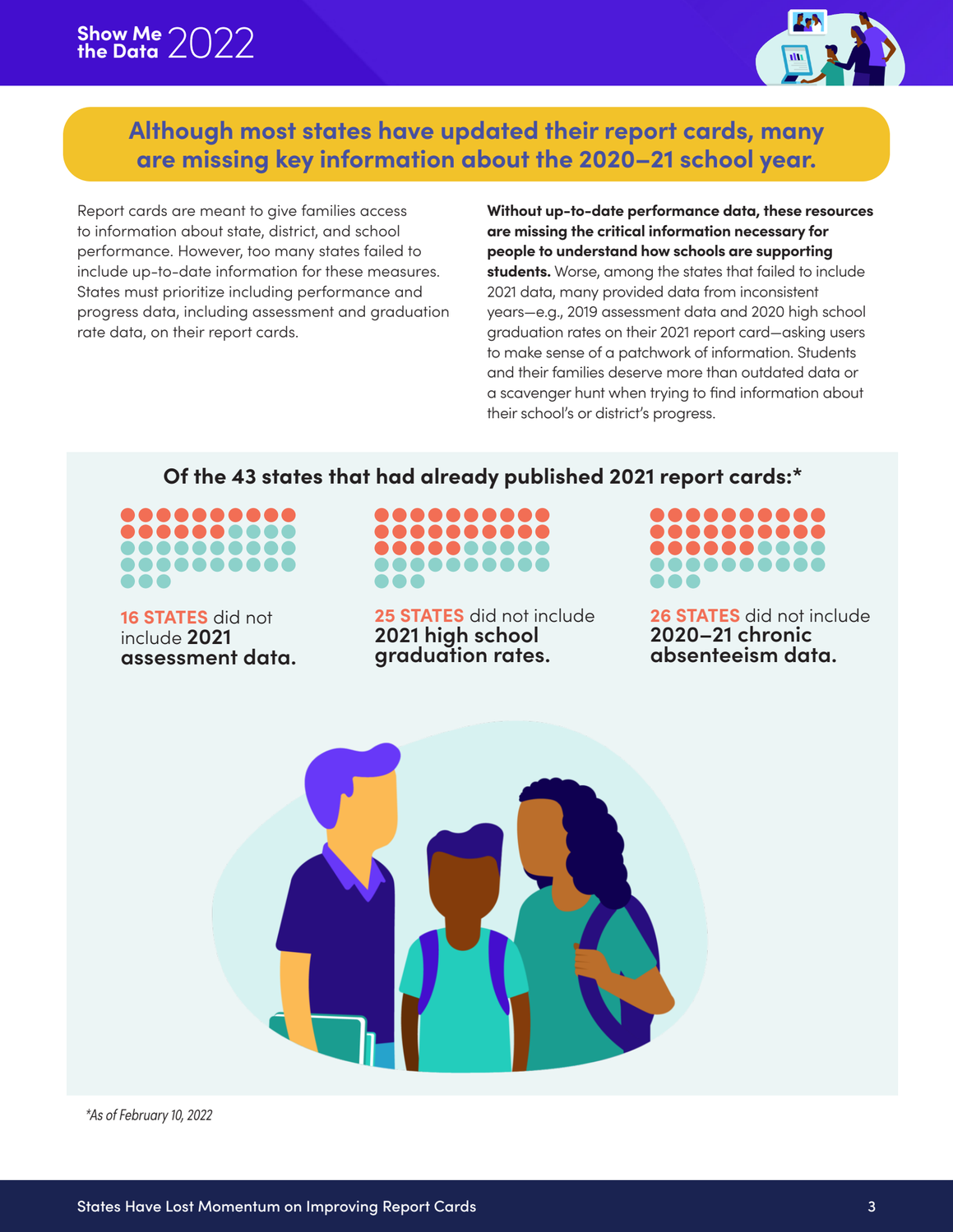## Although most states have updated their report cards, many are missing key information about the 2020–21 school year.

Report cards are meant to give families access to information about state, district, and school performance. However, too many states failed to include up-to-date information for these measures. States must prioritize including performance and progress data, including assessment and graduation rate data, on their report cards.

**Without up-to-date performance data, these resources are missing the critical information necessary for people to understand how schools are supporting students.** Worse, among the states that failed to include 2021 data, many provided data from inconsistent years—e.g., 2019 assessment data and 2020 high school graduation rates on their 2021 report card—asking users to make sense of a patchwork of information. Students and their families deserve more than outdated data or a scavenger hunt when trying to find information about their school's or district's progress.

### Of the 43 states that had already published 2021 report cards:*

**16 STATES** did not include **2021 assessment data.**

**25 STATES** did not include **2021 high school graduation rates.**

**26 STATES** did not include **2020–21 chronic absenteeism data.**

*\*As of February 10, 2022*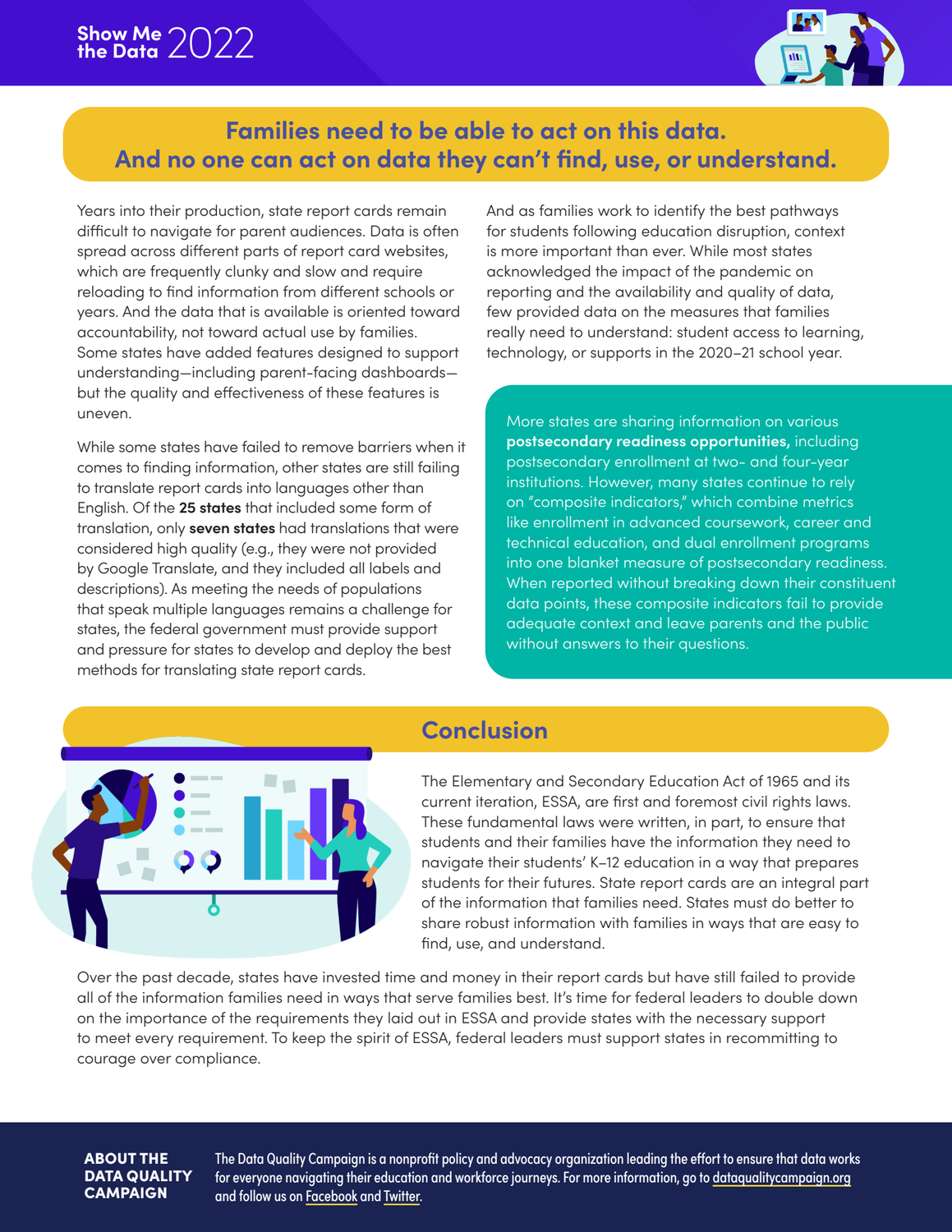## Families need to be able to act on this data. And no one can act on data they can't find, use, or understand.

Years into their production, state report cards remain difficult to navigate for parent audiences. Data is often spread across different parts of report card websites, which are frequently clunky and slow and require reloading to find information from different schools or years. And the data that is available is oriented toward accountability, not toward actual use by families. Some states have added features designed to support understanding—including parent-facing dashboards—but the quality and effectiveness of these features is uneven.

While some states have failed to remove barriers when it comes to finding information, other states are still failing to translate report cards into languages other than English. Of the **25 states** that included some form of translation, only **seven states** had translations that were considered high quality (e.g., they were not provided by Google Translate, and they included all labels and descriptions). As meeting the needs of populations that speak multiple languages remains a challenge for states, the federal government must provide support and pressure for states to develop and deploy the best methods for translating state report cards.

And as families work to identify the best pathways for students following education disruption, context is more important than ever. While most states acknowledged the impact of the pandemic on reporting and the availability and quality of data, few provided data on the measures that families really need to understand: student access to learning, technology, or supports in the 2020–21 school year.

More states are sharing information on various **postsecondary readiness opportunities**, including postsecondary enrollment at two- and four-year institutions. However, many states continue to rely on "composite indicators," which combine metrics like enrollment in advanced coursework, career and technical education, and dual enrollment programs into one blanket measure of postsecondary readiness. When reported without breaking down their constituent data points, these composite indicators fail to provide adequate context and leave parents and the public without answers to their questions.

## Conclusion

The Elementary and Secondary Education Act of 1965 and its current iteration, ESSA, are first and foremost civil rights laws. These fundamental laws were written, in part, to ensure that students and their families have the information they need to navigate their students' K–12 education in a way that prepares students for their futures. State report cards are an integral part of the information that families need. States must do better to share robust information with families in ways that are easy to find, use, and understand.

Over the past decade, states have invested time and money in their report cards but have still failed to provide all of the information families need in ways that serve families best. It's time for federal leaders to double down on the importance of the requirements they laid out in ESSA and provide states with the necessary support to meet every requirement. To keep the spirit of ESSA, federal leaders must support states in recommitting to courage over compliance.

**ABOUT THE DATA QUALITY CAMPAIGN**

The Data Quality Campaign is a nonprofit policy and advocacy organization leading the effort to ensure that data works for everyone navigating their education and workforce journeys. For more information, go to dataqualitycampaign.org and follow us on Facebook and Twitter.